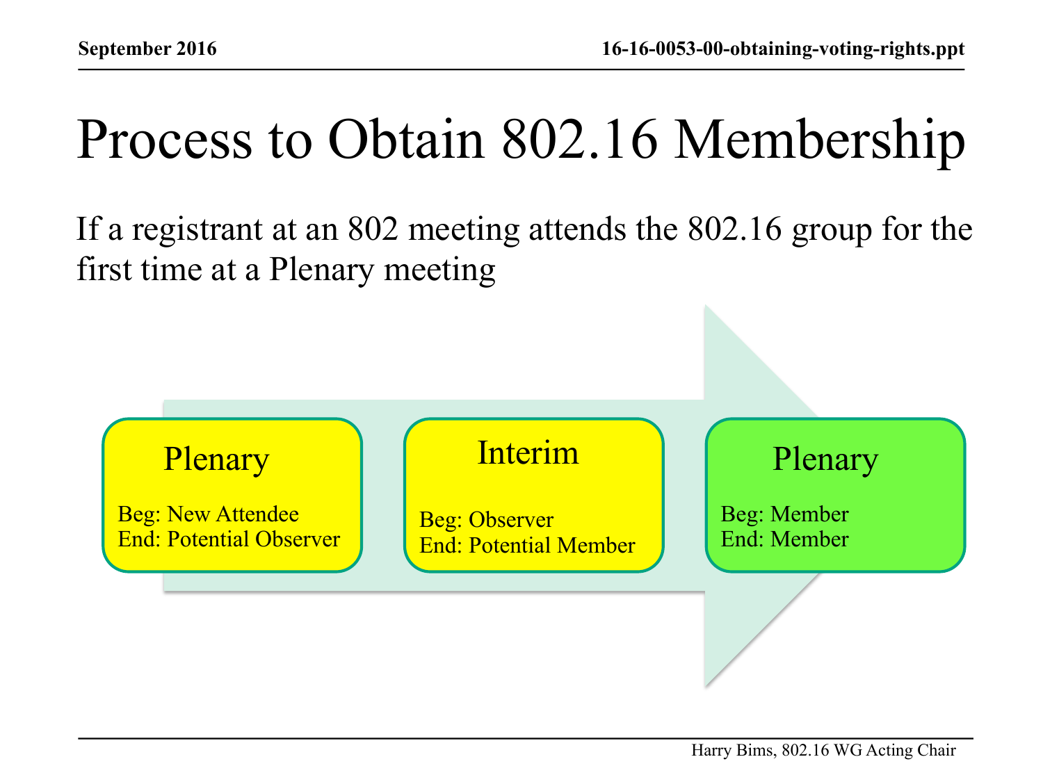# Process to Obtain 802.16 Membership

If a registrant at an 802 meeting attends the 802.16 group for the first time at a Plenary meeting

**Plenary**
Beg: New Attendee
End: Potential Observer

**Interim**
Beg: Observer
End: Potential Member

**Plenary**
Beg: Member
End: Member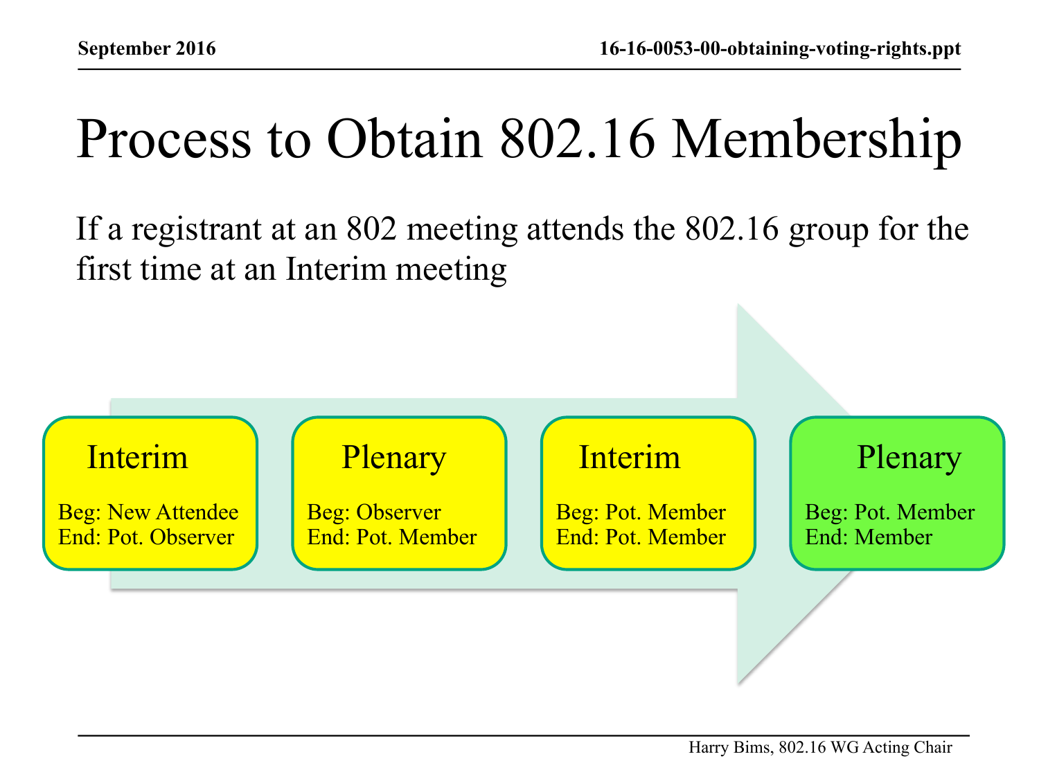# Process to Obtain 802.16 Membership

If a registrant at an 802 meeting attends the 802.16 group for the first time at an Interim meeting

**Interim**
Beg: New Attendee
End: Pot. Observer

**Plenary**
Beg: Observer
End: Pot. Member

**Interim**
Beg: Pot. Member
End: Pot. Member

**Plenary**
Beg: Pot. Member
End: Member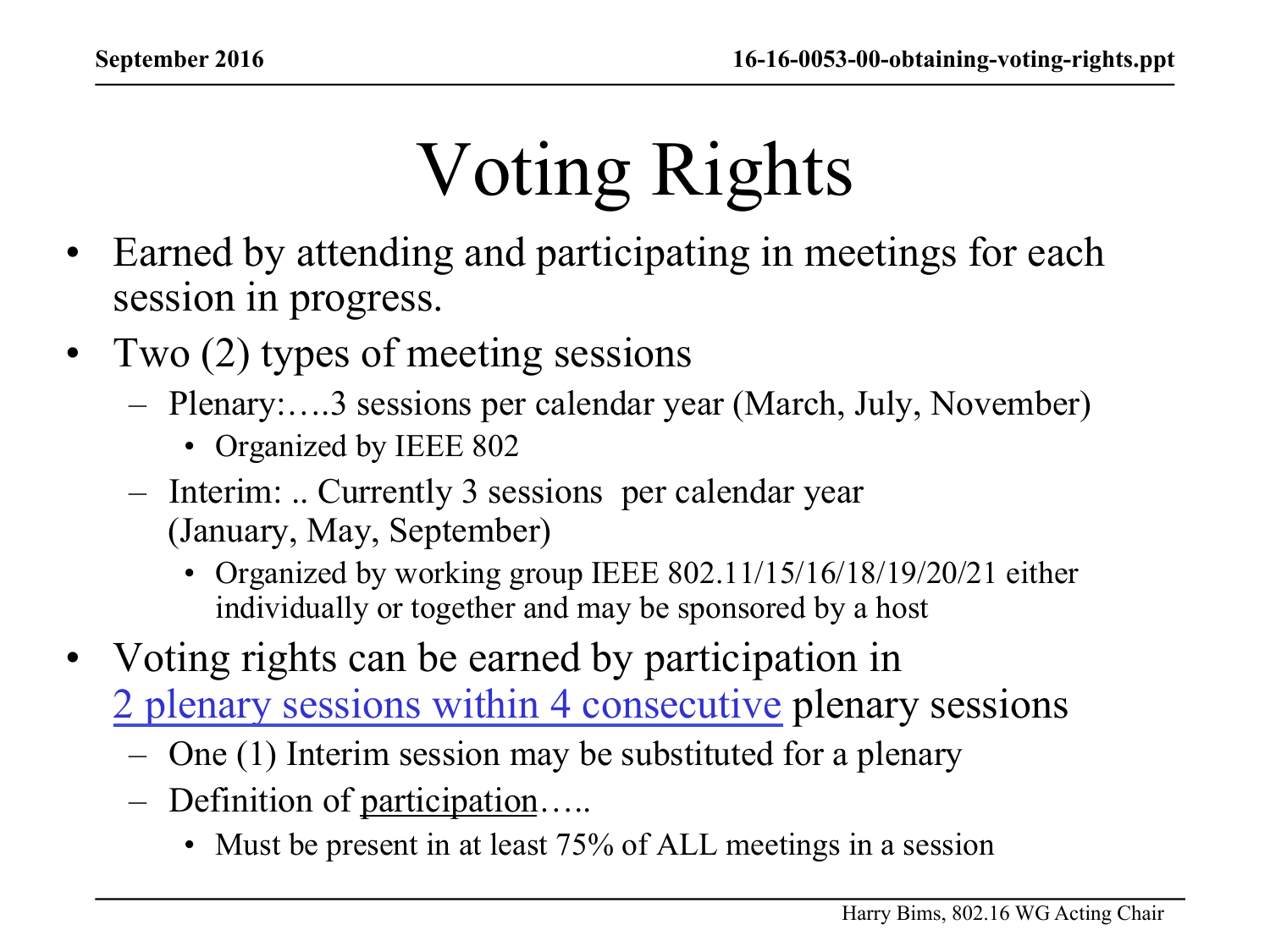# Voting Rights

- Earned by attending and participating in meetings for each session in progress.
- Two (2) types of meeting sessions
  - Plenary:….3 sessions per calendar year (March, July, November)
    - Organized by IEEE 802
  - Interim: .. Currently 3 sessions per calendar year (January, May, September)
    - Organized by working group IEEE 802.11/15/16/18/19/20/21 either individually or together and may be sponsored by a host
- Voting rights can be earned by participation in 2 plenary sessions within 4 consecutive plenary sessions
  - One (1) Interim session may be substituted for a plenary
  - Definition of participation…..
    - Must be present in at least 75% of ALL meetings in a session